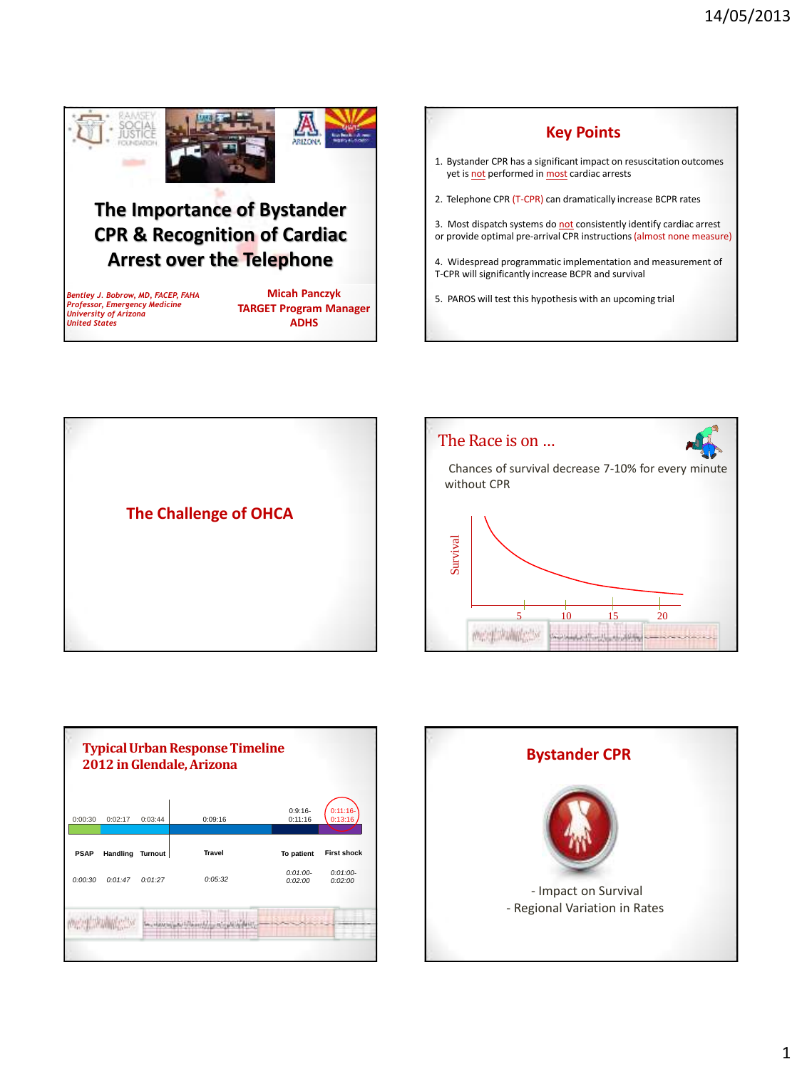## The Importance of Bystander CPR & Recognition of Cardiac Arrest over the Telephone

*Bentley J. Bobrow, MD, FACEP, FAHA*
*Professor, Emergency Medicine*
*University of Arizona*
*United States*

**Micah Panczyk**
**TARGET Program Manager**
**ADHS**

## Key Points

1. Bystander CPR has a significant impact on resuscitation outcomes yet is not performed in most cardiac arrests
2. Telephone CPR (T-CPR) can dramatically increase BCPR rates
3. Most dispatch systems do not consistently identify cardiac arrest or provide optimal pre-arrival CPR instructions (almost none measure)
4. Widespread programmatic implementation and measurement of T-CPR will significantly increase BCPR and survival
5. PAROS will test this hypothesis with an upcoming trial

## The Challenge of OHCA

## The Race is on …

Chances of survival decrease 7-10% for every minute without CPR

Survival

5 10 15 20

## Typical Urban Response Timeline 2012 in Glendale, Arizona

| | PSAP | Handling | Turnout | Travel | To patient | First shock |
|---|---|---|---|---|---|---|
| Cumulative | 0:00:30 | 0:02:17 | 0:03:44 | 0:09:16 | 0:9:16-0:11:16 | 0:11:16-0:13:16 |
| Interval | 0:00:30 | 0:01:47 | 0:01:27 | 0:05:32 | 0:01:00-0:02:00 | 0:01:00-0:02:00 |

## Bystander CPR

- Impact on Survival
- Regional Variation in Rates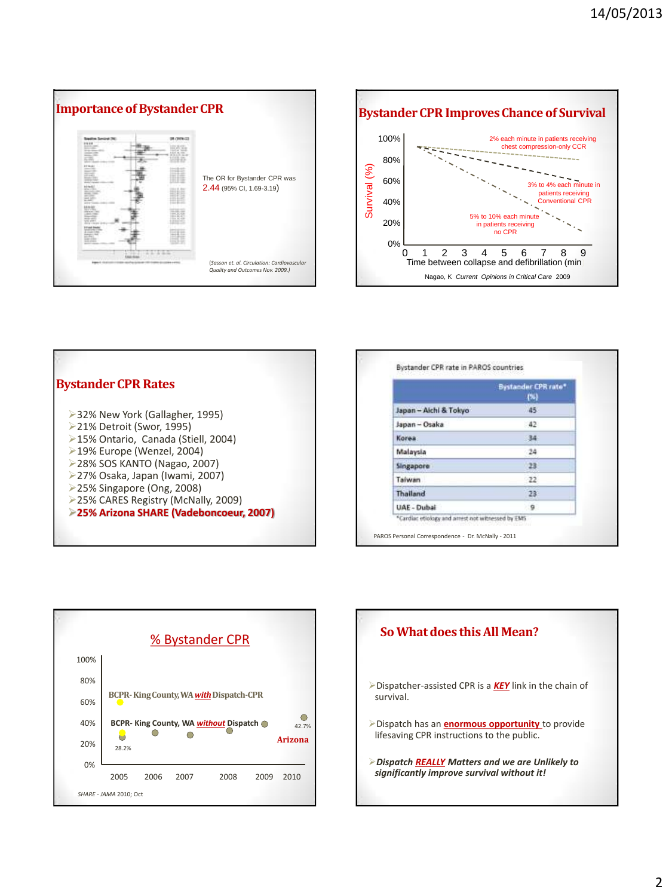## Importance of Bystander CPR

The OR for Bystander CPR was 2.44 (95% CI, 1.69-3.19)

(Sasson et. al. Circulation: Cardiovascular Quality and Outcomes Nov. 2009.)

## Bystander CPR Improves Chance of Survival

Survival (%)

100%, 80%, 60%, 40%, 20%, 0%

2% each minute in patients receiving chest compression-only CCR

3% to 4% each minute in patients receiving Conventional CPR

5% to 10% each minute in patients receiving no CPR

0 1 2 3 4 5 6 7 8 9

Time between collapse and defibrillation (min

Nagao, K *Current Opinions in Critical Care* 2009

## Bystander CPR Rates

- 32% New York (Gallagher, 1995)
- 21% Detroit (Swor, 1995)
- 15% Ontario, Canada (Stiell, 2004)
- 19% Europe (Wenzel, 2004)
- 28% SOS KANTO (Nagao, 2007)
- 27% Osaka, Japan (Iwami, 2007)
- 25% Singapore (Ong, 2008)
- 25% CARES Registry (McNally, 2009)
- **25% Arizona SHARE (Vadeboncoeur, 2007)**

Bystander CPR rate in PAROS countries

| | Bystander CPR rate* (%) |
|---|---|
| Japan – Aichi & Tokyo | 45 |
| Japan – Osaka | 42 |
| Korea | 34 |
| Malaysia | 24 |
| Singapore | 23 |
| Taiwan | 22 |
| Thailand | 23 |
| UAE - Dubai | 9 |

*Cardiac etiology and arrest not witnessed by EMS

PAROS Personal Correspondence - Dr. McNally - 2011

## % Bystander CPR

100%, 80%, 60%, 40%, 20%, 0%

BCPR- King County, WA *with* Dispatch-CPR

BCPR- King County, WA *without* Dispatch

28.2%

42.7%

Arizona

2005 2006 2007 2008 2009 2010

*SHARE - JAMA* 2010; Oct

## So What does this All Mean?

- Dispatcher-assisted CPR is a ***KEY*** link in the chain of survival.
- Dispatch has an **enormous opportunity** to provide lifesaving CPR instructions to the public.
- ***Dispatch REALLY Matters and we are Unlikely to significantly improve survival without it!***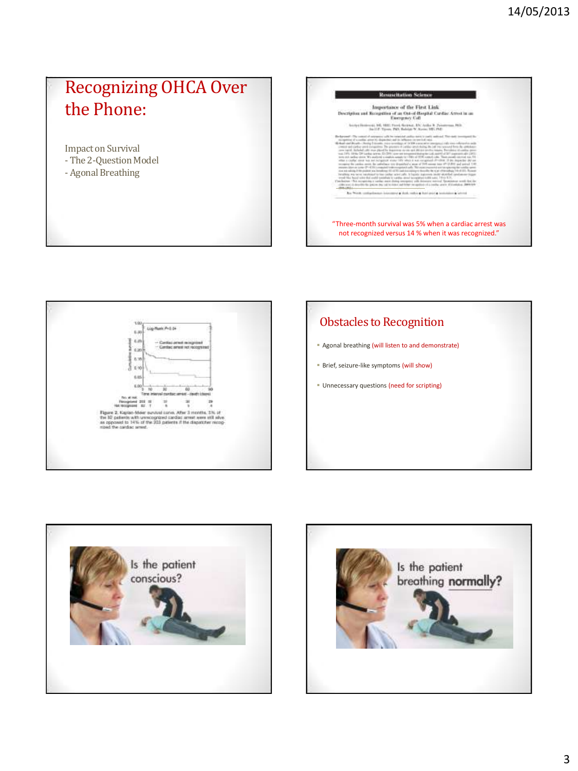## Recognizing OHCA Over the Phone:

Impact on Survival
- The 2-Question Model
- Agonal Breathing

Resuscitation Science

Importance of the First Link

Description and Recognition of an Out-of-Hospital Cardiac Arrest in an Emergency Call

"Three-month survival was 5% when a cardiac arrest was not recognized versus 14 % when it was recognized."

Figure 2. Kaplan-Meier survival curves. After 3 months, 5% of the 82 patients with unrecognized cardiac arrest were still alive as opposed to 14% of the 203 patients if the dispatcher recognized the cardiac arrest.

## Obstacles to Recognition

- Agonal breathing (will listen to and demonstrate)
- Brief, seizure-like symptoms (will show)
- Unnecessary questions (need for scripting)

Is the patient conscious?

Is the patient breathing **normally**?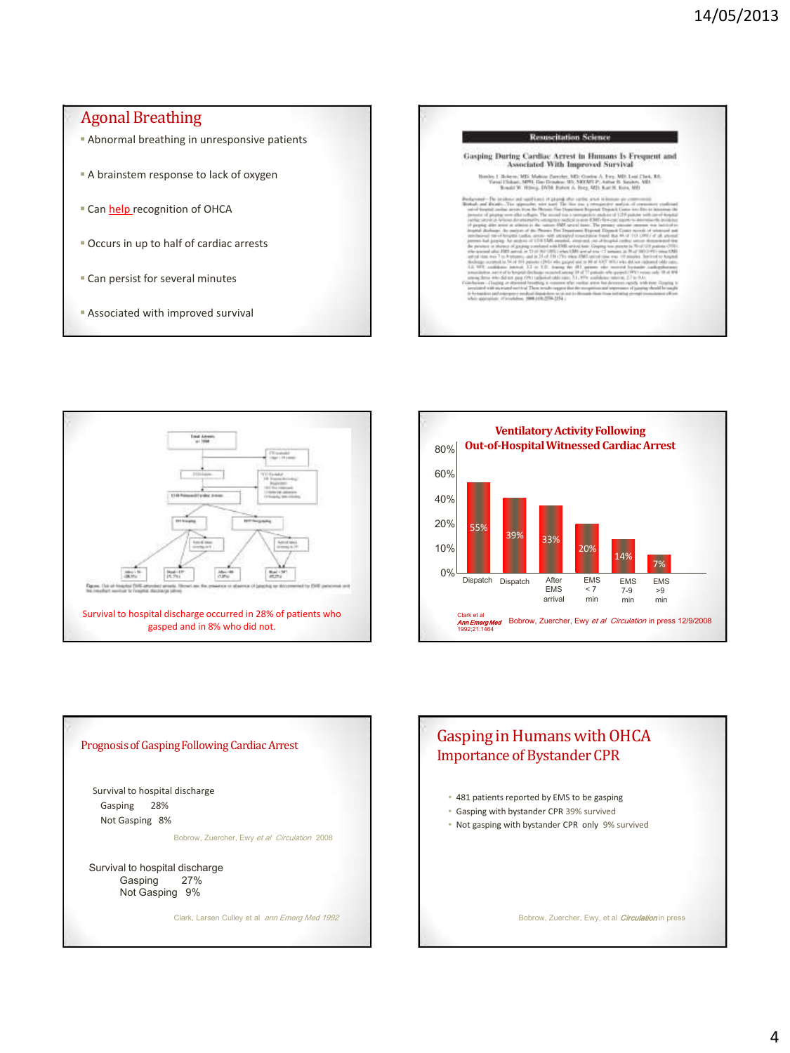## Agonal Breathing

- Abnormal breathing in unresponsive patients
- A brainstem response to lack of oxygen
- Can help recognition of OHCA
- Occurs in up to half of cardiac arrests
- Can persist for several minutes
- Associated with improved survival

**Resuscitation Science**

**Gasping During Cardiac Arrest in Humans Is Frequent and Associated With Improved Survival**

Survival to hospital discharge occurred in 28% of patients who gasped and in 8% who did not.

## Ventilatory Activity Following Out-of-Hospital Witnessed Cardiac Arrest

| Time point | Percentage |
|---|---|
| Dispatch | 55% |
| Dispatch | 39% |
| After EMS arrival | 33% |
| EMS < 7 min | 20% |
| EMS 7-9 min | 14% |
| EMS >9 min | 7% |

Clark et al *Ann Emerg Med* 1992;21:1464

Bobrow, Zuercher, Ewy *et al* *Circulation* in press 12/9/2008

## Prognosis of Gasping Following Cardiac Arrest

Survival to hospital discharge
- Gasping 28%
- Not Gasping 8%

Bobrow, Zuercher, Ewy *et al* *Circulation* 2008

Survival to hospital discharge
- Gasping 27%
- Not Gasping 9%

Clark, Larsen Culley et al *ann Emerg Med 1992*

## Gasping in Humans with OHCA
## Importance of Bystander CPR

- 481 patients reported by EMS to be gasping
- Gasping with bystander CPR 39% survived
- Not gasping with bystander CPR only 9% survived

Bobrow, Zuercher, Ewy, et al *Circulation* in press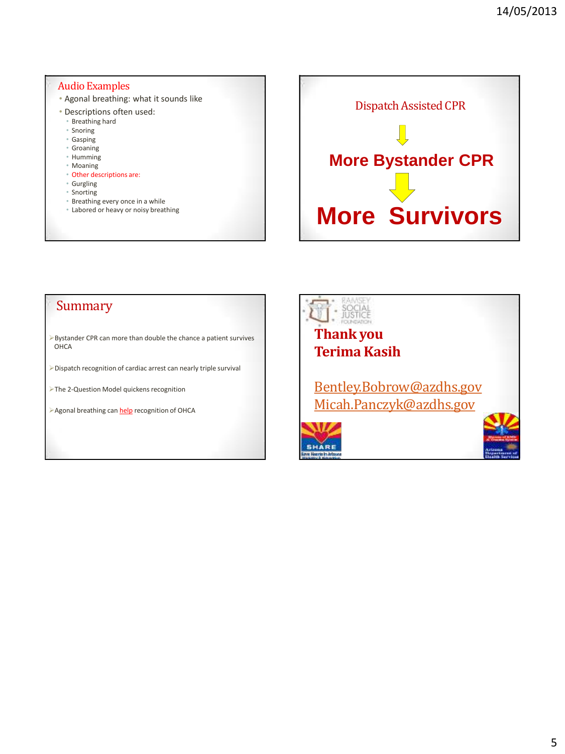## Audio Examples

- Agonal breathing: what it sounds like
- Descriptions often used:
  - Breathing hard
  - Snoring
  - Gasping
  - Groaning
  - Humming
  - Moaning
  - Other descriptions are:
  - Gurgling
  - Snorting
  - Breathing every once in a while
  - Labored or heavy or noisy breathing

## Dispatch Assisted CPR

↓

**More Bystander CPR**

↓

**More Survivors**

## Summary

- Bystander CPR can more than double the chance a patient survives OHCA
- Dispatch recognition of cardiac arrest can nearly triple survival
- The 2-Question Model quickens recognition
- Agonal breathing can help recognition of OHCA

RAMSEY SOCIAL JUSTICE FOUNDATION

**Thank you**
**Terima Kasih**

Bentley.Bobrow@azdhs.gov
Micah.Panczyk@azdhs.gov

SHARE Save Hearts in Arizona Registry & Education

Arizona Department of Health Services